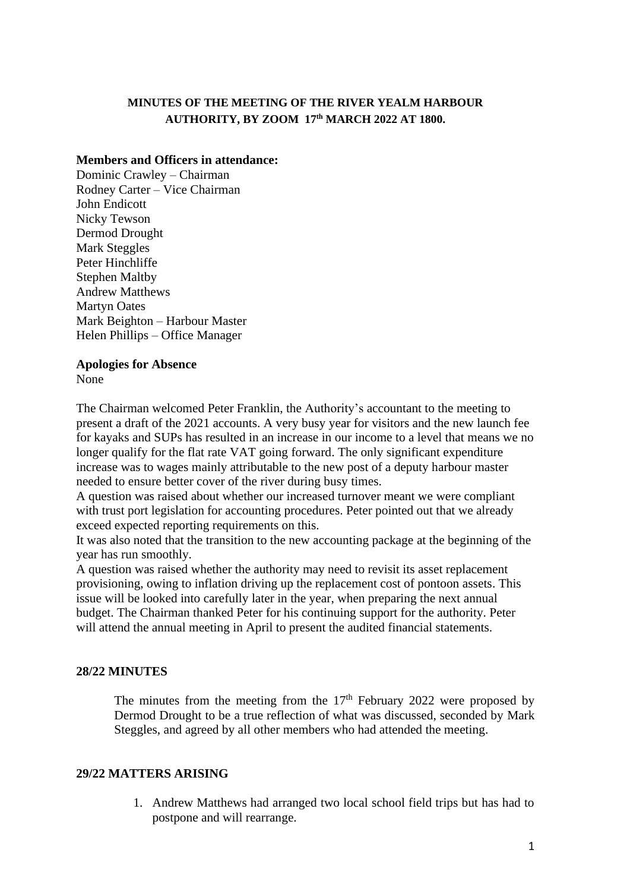**MINUTES OF THE MEETING OF THE RIVER YEALM HARBOUR AUTHORITY, BY ZOOM 17th MARCH 2022 AT 1800.**

**Members and Officers in attendance:**
Dominic Crawley – Chairman
Rodney Carter – Vice Chairman
John Endicott
Nicky Tewson
Dermod Drought
Mark Steggles
Peter Hinchliffe
Stephen Maltby
Andrew Matthews
Martyn Oates
Mark Beighton – Harbour Master
Helen Phillips – Office Manager

**Apologies for Absence**
None

The Chairman welcomed Peter Franklin, the Authority's accountant to the meeting to present a draft of the 2021 accounts. A very busy year for visitors and the new launch fee for kayaks and SUPs has resulted in an increase in our income to a level that means we no longer qualify for the flat rate VAT going forward. The only significant expenditure increase was to wages mainly attributable to the new post of a deputy harbour master needed to ensure better cover of the river during busy times.
A question was raised about whether our increased turnover meant we were compliant with trust port legislation for accounting procedures. Peter pointed out that we already exceed expected reporting requirements on this.
It was also noted that the transition to the new accounting package at the beginning of the year has run smoothly.
A question was raised whether the authority may need to revisit its asset replacement provisioning, owing to inflation driving up the replacement cost of pontoon assets. This issue will be looked into carefully later in the year, when preparing the next annual budget. The Chairman thanked Peter for his continuing support for the authority. Peter will attend the annual meeting in April to present the audited financial statements.

**28/22 MINUTES**

The minutes from the meeting from the 17th February 2022 were proposed by Dermod Drought to be a true reflection of what was discussed, seconded by Mark Steggles, and agreed by all other members who had attended the meeting.

**29/22 MATTERS ARISING**

1. Andrew Matthews had arranged two local school field trips but has had to postpone and will rearrange.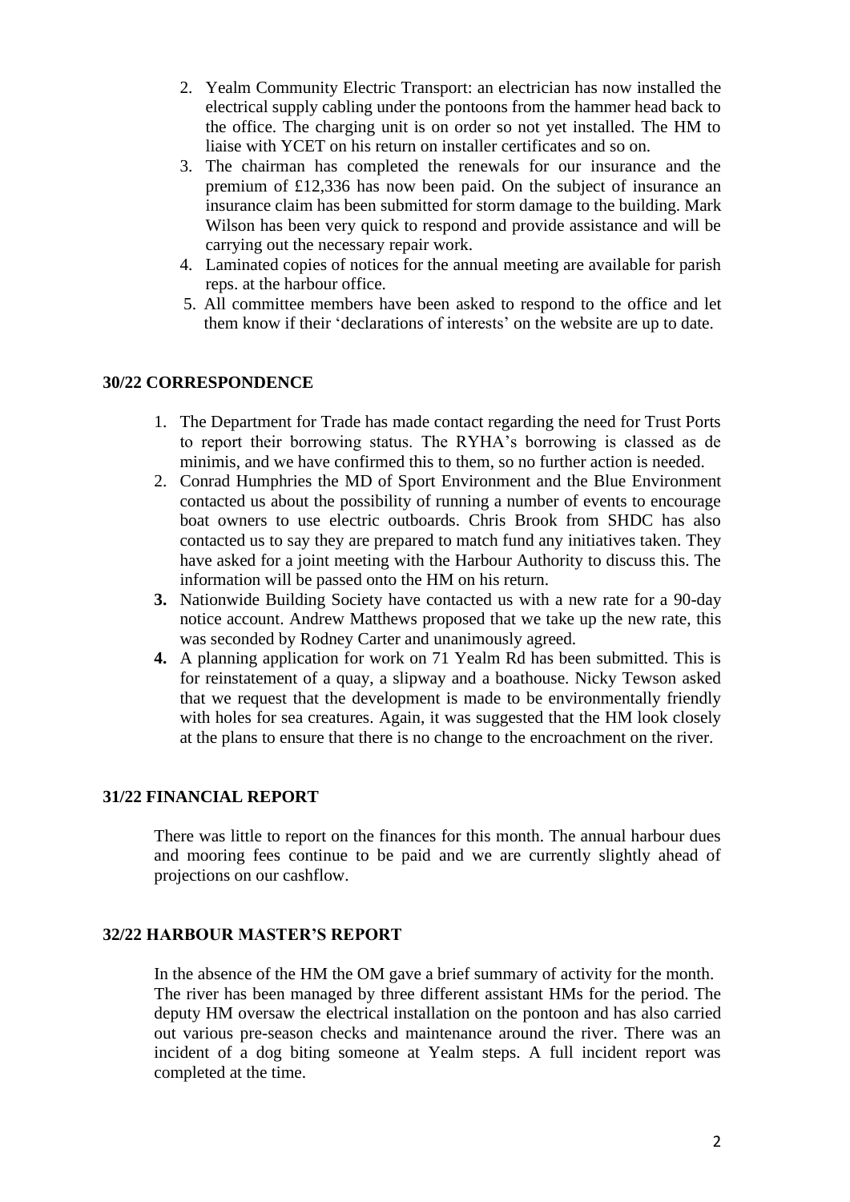2. Yealm Community Electric Transport: an electrician has now installed the electrical supply cabling under the pontoons from the hammer head back to the office. The charging unit is on order so not yet installed. The HM to liaise with YCET on his return on installer certificates and so on.
3. The chairman has completed the renewals for our insurance and the premium of £12,336 has now been paid. On the subject of insurance an insurance claim has been submitted for storm damage to the building. Mark Wilson has been very quick to respond and provide assistance and will be carrying out the necessary repair work.
4. Laminated copies of notices for the annual meeting are available for parish reps. at the harbour office.
5. All committee members have been asked to respond to the office and let them know if their 'declarations of interests' on the website are up to date.

## 30/22 CORRESPONDENCE

1. The Department for Trade has made contact regarding the need for Trust Ports to report their borrowing status. The RYHA's borrowing is classed as de minimis, and we have confirmed this to them, so no further action is needed.
2. Conrad Humphries the MD of Sport Environment and the Blue Environment contacted us about the possibility of running a number of events to encourage boat owners to use electric outboards. Chris Brook from SHDC has also contacted us to say they are prepared to match fund any initiatives taken. They have asked for a joint meeting with the Harbour Authority to discuss this. The information will be passed onto the HM on his return.
3. Nationwide Building Society have contacted us with a new rate for a 90-day notice account. Andrew Matthews proposed that we take up the new rate, this was seconded by Rodney Carter and unanimously agreed.
4. A planning application for work on 71 Yealm Rd has been submitted. This is for reinstatement of a quay, a slipway and a boathouse. Nicky Tewson asked that we request that the development is made to be environmentally friendly with holes for sea creatures. Again, it was suggested that the HM look closely at the plans to ensure that there is no change to the encroachment on the river.

## 31/22 FINANCIAL REPORT

There was little to report on the finances for this month. The annual harbour dues and mooring fees continue to be paid and we are currently slightly ahead of projections on our cashflow.

## 32/22 HARBOUR MASTER'S REPORT

In the absence of the HM the OM gave a brief summary of activity for the month. The river has been managed by three different assistant HMs for the period. The deputy HM oversaw the electrical installation on the pontoon and has also carried out various pre-season checks and maintenance around the river. There was an incident of a dog biting someone at Yealm steps. A full incident report was completed at the time.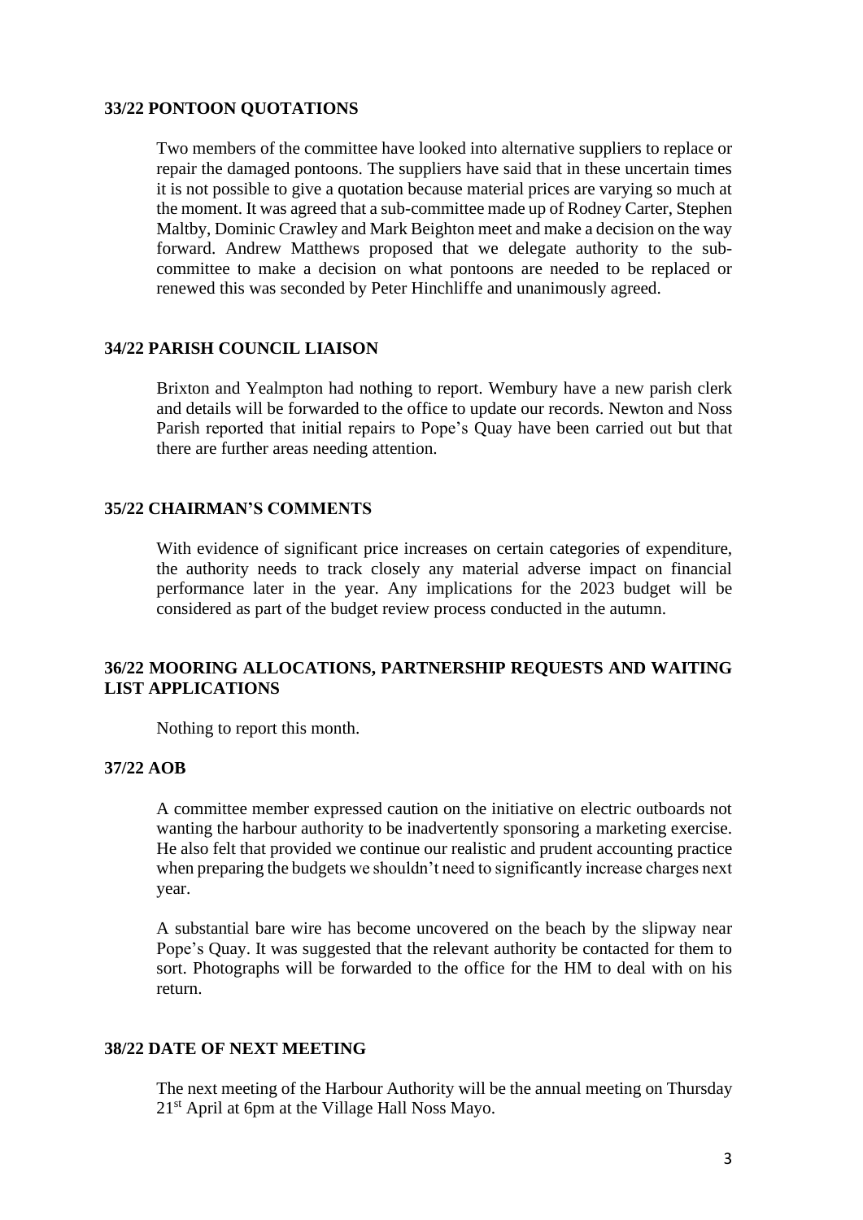**33/22 PONTOON QUOTATIONS**

Two members of the committee have looked into alternative suppliers to replace or repair the damaged pontoons. The suppliers have said that in these uncertain times it is not possible to give a quotation because material prices are varying so much at the moment. It was agreed that a sub-committee made up of Rodney Carter, Stephen Maltby, Dominic Crawley and Mark Beighton meet and make a decision on the way forward. Andrew Matthews proposed that we delegate authority to the sub-committee to make a decision on what pontoons are needed to be replaced or renewed this was seconded by Peter Hinchliffe and unanimously agreed.

**34/22 PARISH COUNCIL LIAISON**

Brixton and Yealmpton had nothing to report. Wembury have a new parish clerk and details will be forwarded to the office to update our records. Newton and Noss Parish reported that initial repairs to Pope's Quay have been carried out but that there are further areas needing attention.

**35/22 CHAIRMAN'S COMMENTS**

With evidence of significant price increases on certain categories of expenditure, the authority needs to track closely any material adverse impact on financial performance later in the year. Any implications for the 2023 budget will be considered as part of the budget review process conducted in the autumn.

**36/22 MOORING ALLOCATIONS, PARTNERSHIP REQUESTS AND WAITING LIST APPLICATIONS**

Nothing to report this month.

**37/22 AOB**

A committee member expressed caution on the initiative on electric outboards not wanting the harbour authority to be inadvertently sponsoring a marketing exercise. He also felt that provided we continue our realistic and prudent accounting practice when preparing the budgets we shouldn't need to significantly increase charges next year.

A substantial bare wire has become uncovered on the beach by the slipway near Pope's Quay. It was suggested that the relevant authority be contacted for them to sort. Photographs will be forwarded to the office for the HM to deal with on his return.

**38/22 DATE OF NEXT MEETING**

The next meeting of the Harbour Authority will be the annual meeting on Thursday 21st April at 6pm at the Village Hall Noss Mayo.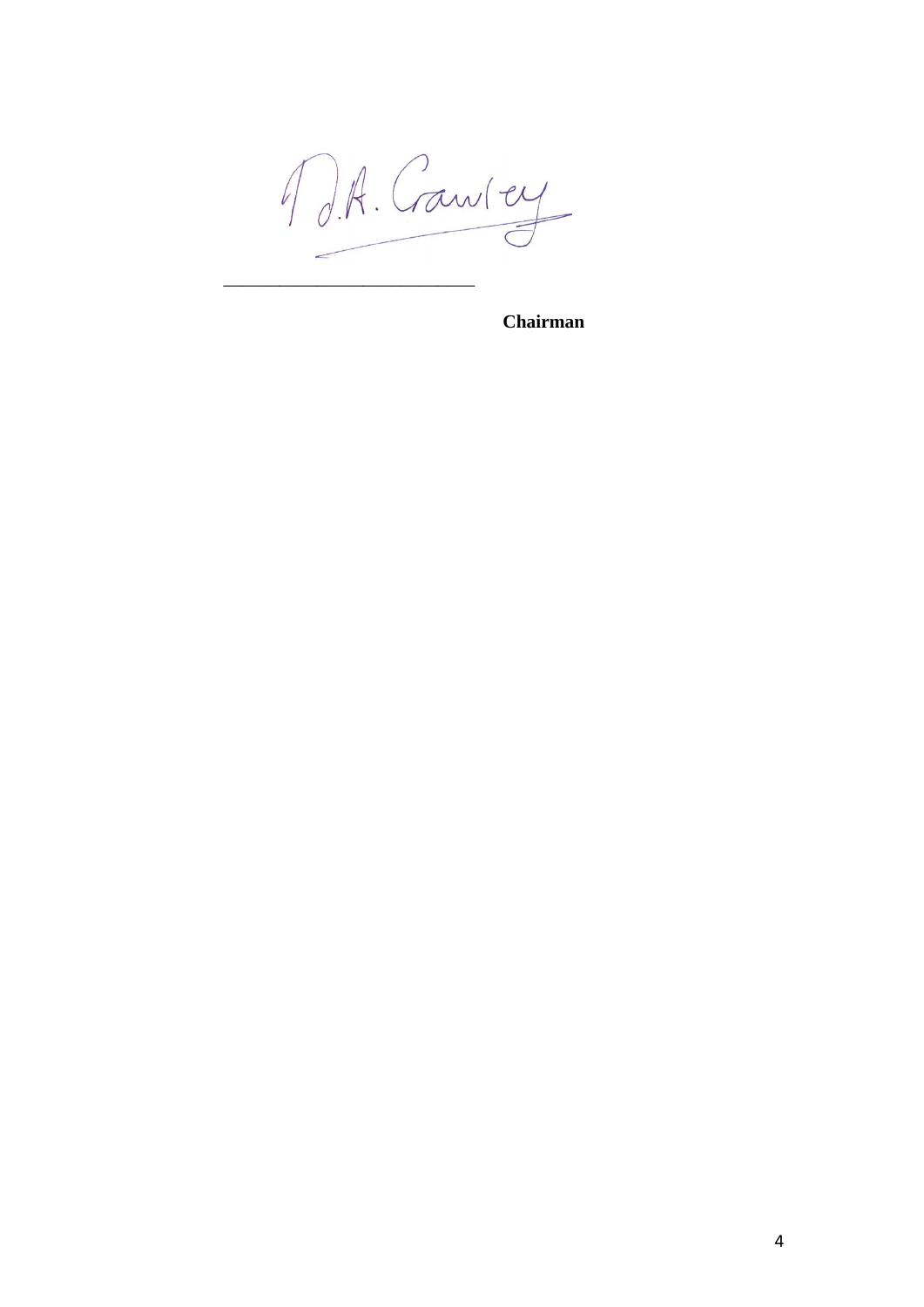D.A. Crawley

___________________________

**Chairman**